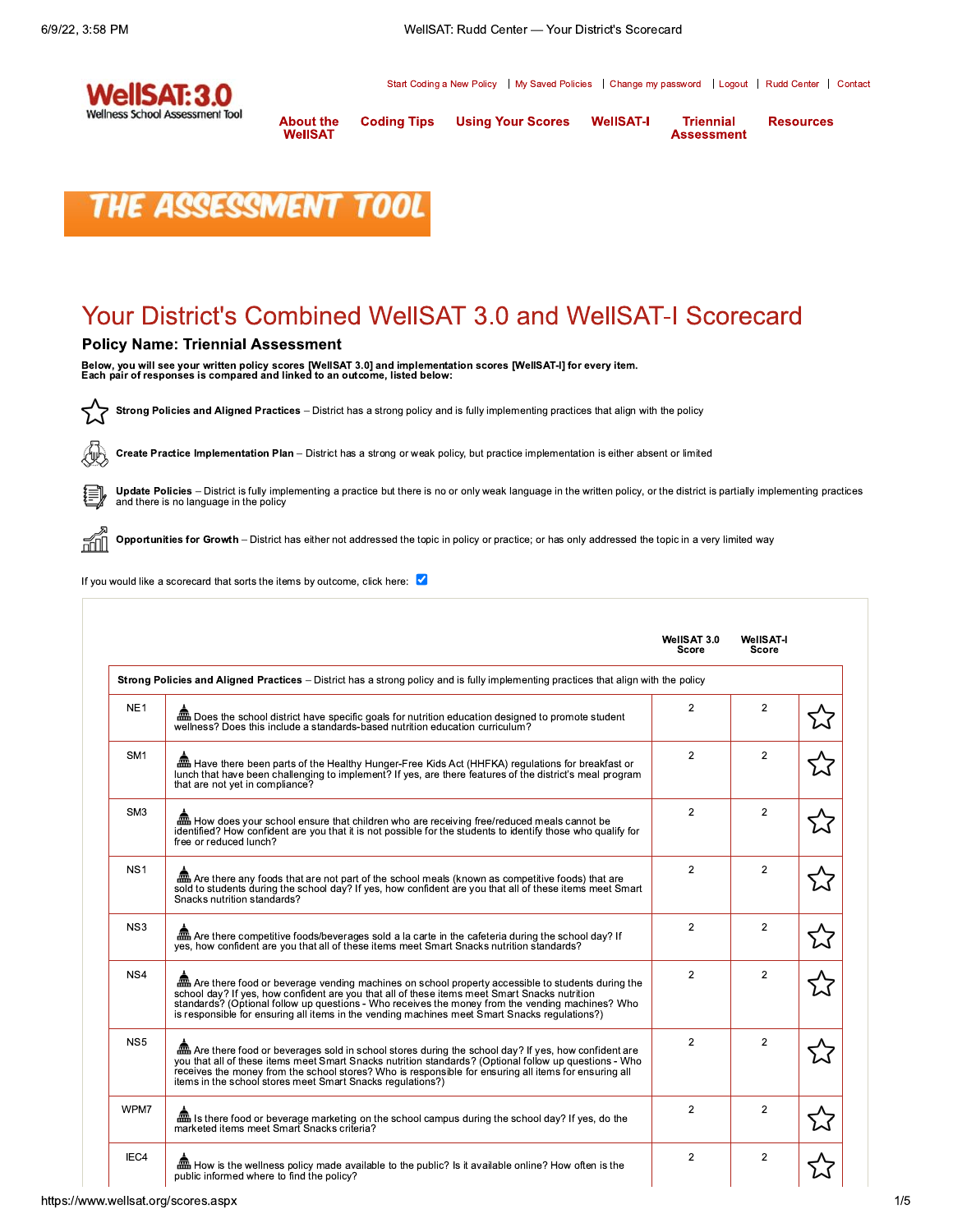# Your District's Combined WellSAT 3.0 and WellSAT-I Scorecard

## Policy Name: Triennial Assessment

**Below, you will see your written policy scores [WellSAT 3.0] and implementation scores [WellSAT-I] for every item. Each pair of responses is compared and linked to an outcome, listed below:**

**Strong Policies and Aligned Practices** – District has a strong policy and is fully implementing practices that align with the policy

**Create Practice Implementation Plan** – District has a strong or weak policy, but practice implementation is either absent or limited

**Update Policies** – District is fully implementing a practice but there is no or only weak language in the written policy, or the district is partially implementing practices and there is no language in the policy

**Opportunities for Growth** – District has either not addressed the topic in policy or practice; or has only addressed the topic in a very limited way

If you would like a scorecard that sorts the items by outcome, click here: ☑

| | | WellSAT 3.0 Score | WellSAT-I Score | |
|---|---|---|---|---|
| **Strong Policies and Aligned Practices** – District has a strong policy and is fully implementing practices that align with the policy | | | | |
| NE1 | Does the school district have specific goals for nutrition education designed to promote student wellness? Does this include a standards-based nutrition education curriculum? | 2 | 2 | ☆ |
| SM1 | Have there been parts of the Healthy Hunger-Free Kids Act (HHFKA) regulations for breakfast or lunch that have been challenging to implement? If yes, are there features of the district's meal program that are not yet in compliance? | 2 | 2 | ☆ |
| SM3 | How does your school ensure that children who are receiving free/reduced meals cannot be identified? How confident are you that it is not possible for the students to identify those who qualify for free or reduced lunch? | 2 | 2 | ☆ |
| NS1 | Are there any foods that are not part of the school meals (known as competitive foods) that are sold to students during the school day? If yes, how confident are you that all of these items meet Smart Snacks nutrition standards? | 2 | 2 | ☆ |
| NS3 | Are there competitive foods/beverages sold a la carte in the cafeteria during the school day? If yes, how confident are you that all of these items meet Smart Snacks nutrition standards? | 2 | 2 | ☆ |
| NS4 | Are there food or beverage vending machines on school property accessible to students during the school day? If yes, how confident are you that all of these items meet Smart Snacks nutrition standards? (Optional follow up questions - Who receives the money from the vending machines? Who is responsible for ensuring all items in the vending machines meet Smart Snacks regulations?) | 2 | 2 | ☆ |
| NS5 | Are there food or beverages sold in school stores during the school day? If yes, how confident are you that all of these items meet Smart Snacks nutrition standards? (Optional follow up questions - Who receives the money from the school stores? Who is responsible for ensuring all items for ensuring all items in the school stores meet Smart Snacks regulations?) | 2 | 2 | ☆ |
| WPM7 | Is there food or beverage marketing on the school campus during the school day? If yes, do the marketed items meet Smart Snacks criteria? | 2 | 2 | ☆ |
| IEC4 | How is the wellness policy made available to the public? Is it available online? How often is the public informed where to find the policy? | 2 | 2 | ☆ |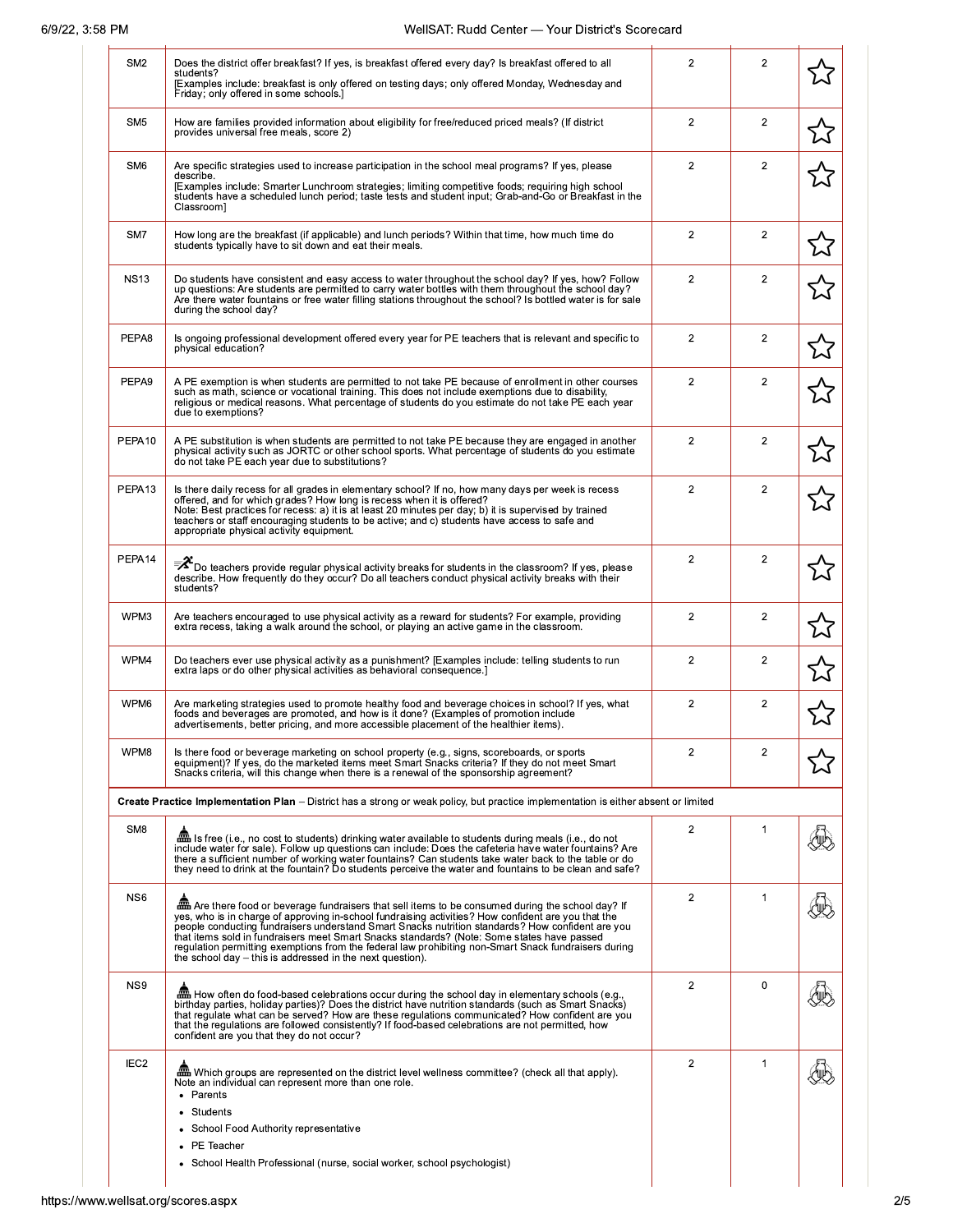| | | | | |
|---|---|---|---|---|
| SM2 | Does the district offer breakfast? If yes, is breakfast offered every day? Is breakfast offered to all students?<br>[Examples include: breakfast is only offered on testing days; only offered Monday, Wednesday and Friday; only offered in some schools.] | 2 | 2 | ☆ |
| SM5 | How are families provided information about eligibility for free/reduced priced meals? (If district provides universal free meals, score 2) | 2 | 2 | ☆ |
| SM6 | Are specific strategies used to increase participation in the school meal programs? If yes, please describe.<br>[Examples include: Smarter Lunchroom strategies; limiting competitive foods; requiring high school students have a scheduled lunch period; taste tests and student input; Grab-and-Go or Breakfast in the Classroom] | 2 | 2 | ☆ |
| SM7 | How long are the breakfast (if applicable) and lunch periods? Within that time, how much time do students typically have to sit down and eat their meals. | 2 | 2 | ☆ |
| NS13 | Do students have consistent and easy access to water throughout the school day? If yes, how? Follow up questions: Are students permitted to carry water bottles with them throughout the school day? Are there water fountains or free water filling stations throughout the school? Is bottled water is for sale during the school day? | 2 | 2 | ☆ |
| PEPA8 | Is ongoing professional development offered every year for PE teachers that is relevant and specific to physical education? | 2 | 2 | ☆ |
| PEPA9 | A PE exemption is when students are permitted to not take PE because of enrollment in other courses such as math, science or vocational training. This does not include exemptions due to disability, religious or medical reasons. What percentage of students do you estimate do not take PE each year due to exemptions? | 2 | 2 | ☆ |
| PEPA10 | A PE substitution is when students are permitted to not take PE because they are engaged in another physical activity such as JORTC or other school sports. What percentage of students do you estimate do not take PE each year due to substitutions? | 2 | 2 | ☆ |
| PEPA13 | Is there daily recess for all grades in elementary school? If no, how many days per week is recess offered, and for which grades? How long is recess when it is offered?<br>Note: Best practices for recess: a) it is at least 20 minutes per day; b) it is supervised by trained teachers or staff encouraging students to be active; and c) students have access to safe and appropriate physical activity equipment. | 2 | 2 | ☆ |
| PEPA14 | Do teachers provide regular physical activity breaks for students in the classroom? If yes, please describe. How frequently do they occur? Do all teachers conduct physical activity breaks with their students? | 2 | 2 | ☆ |
| WPM3 | Are teachers encouraged to use physical activity as a reward for students? For example, providing extra recess, taking a walk around the school, or playing an active game in the classroom. | 2 | 2 | ☆ |
| WPM4 | Do teachers ever use physical activity as a punishment? [Examples include: telling students to run extra laps or do other physical activities as behavioral consequence.] | 2 | 2 | ☆ |
| WPM6 | Are marketing strategies used to promote healthy food and beverage choices in school? If yes, what foods and beverages are promoted, and how is it done? (Examples of promotion include advertisements, better pricing, and more accessible placement of the healthier items). | 2 | 2 | ☆ |
| WPM8 | Is there food or beverage marketing on school property (e.g., signs, scoreboards, or sports equipment)? If yes, do the marketed items meet Smart Snacks criteria? If they do not meet Smart Snacks criteria, will this change when there is a renewal of the sponsorship agreement? | 2 | 2 | ☆ |
| **Create Practice Implementation Plan** – District has a strong or weak policy, but practice implementation is either absent or limited | | | | |
| SM8 | Is free (i.e., no cost to students) drinking water available to students during meals (i.e., do not include water for sale). Follow up questions can include: Does the cafeteria have water fountains? Are there a sufficient number of working water fountains? Can students take water back to the table or do they need to drink at the fountain? Do students perceive the water and fountains to be clean and safe? | 2 | 1 | |
| NS6 | Are there food or beverage fundraisers that sell items to be consumed during the school day? If yes, who is in charge of approving in-school fundraising activities? How confident are you that the people conducting fundraisers understand Smart Snacks nutrition standards? How confident are you that items sold in fundraisers meet Smart Snacks standards? (Note: Some states have passed regulation permitting exemptions from the federal law prohibiting non-Smart Snack fundraisers during the school day – this is addressed in the next question). | 2 | 1 | |
| NS9 | How often do food-based celebrations occur during the school day in elementary schools (e.g., birthday parties, holiday parties)? Does the district have nutrition standards (such as Smart Snacks) that regulate what can be served? How are these regulations communicated? How confident are you that the regulations are followed consistently? If food-based celebrations are not permitted, how confident are you that they do not occur? | 2 | 0 | |
| IEC2 | Which groups are represented on the district level wellness committee? (check all that apply). Note an individual can represent more than one role.<br>• Parents<br>• Students<br>• School Food Authority representative<br>• PE Teacher<br>• School Health Professional (nurse, social worker, school psychologist) | 2 | 1 | |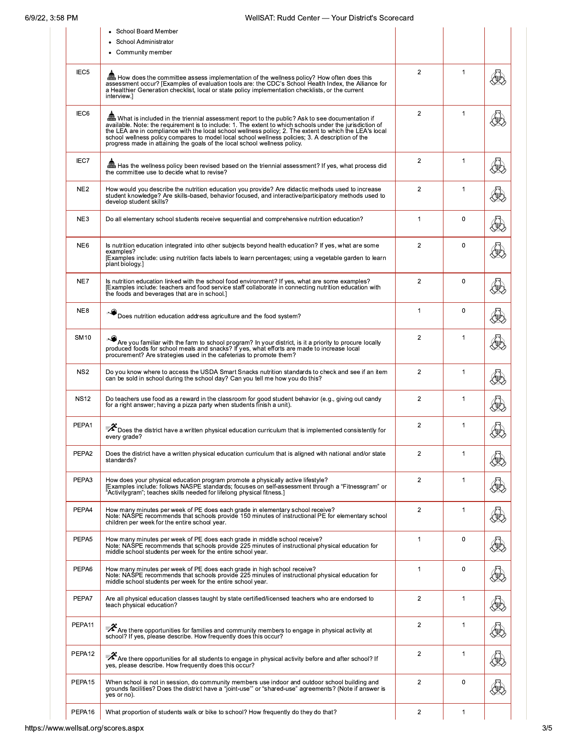| | | | | |
|---|---|---|---|---|
| | • School Board Member<br>• School Administrator<br>• Community member | | | |
| IEC5 | How does the committee assess implementation of the wellness policy? How often does this assessment occur? [Examples of evaluation tools are: the CDC's School Health Index, the Alliance for a Healthier Generation checklist, local or state policy implementation checklists, or the current interview.] | 2 | 1 | |
| IEC6 | What is included in the triennial assessment report to the public? Ask to see documentation if available. Note: the requirement is to include: 1. The extent to which schools under the jurisdiction of the LEA are in compliance with the local school wellness policy; 2. The extent to which the LEA's local school wellness policy compares to model local school wellness policies; 3. A description of the progress made in attaining the goals of the local school wellness policy. | 2 | 1 | |
| IEC7 | Has the wellness policy been revised based on the triennial assessment? If yes, what process did the committee use to decide what to revise? | 2 | 1 | |
| NE2 | How would you describe the nutrition education you provide? Are didactic methods used to increase student knowledge? Are skills-based, behavior focused, and interactive/participatory methods used to develop student skills? | 2 | 1 | |
| NE3 | Do all elementary school students receive sequential and comprehensive nutrition education? | 1 | 0 | |
| NE6 | Is nutrition education integrated into other subjects beyond health education? If yes, what are some examples?<br>[Examples include: using nutrition facts labels to learn percentages; using a vegetable garden to learn plant biology.] | 2 | 0 | |
| NE7 | Is nutrition education linked with the school food environment? If yes, what are some examples? [Examples include: teachers and food service staff collaborate in connecting nutrition education with the foods and beverages that are in school.] | 2 | 0 | |
| NE8 | Does nutrition education address agriculture and the food system? | 1 | 0 | |
| SM10 | Are you familiar with the farm to school program? In your district, is it a priority to procure locally produced foods for school meals and snacks? If yes, what efforts are made to increase local procurement? Are strategies used in the cafeterias to promote them? | 2 | 1 | |
| NS2 | Do you know where to access the USDA Smart Snacks nutrition standards to check and see if an item can be sold in school during the school day? Can you tell me how you do this? | 2 | 1 | |
| NS12 | Do teachers use food as a reward in the classroom for good student behavior (e.g., giving out candy for a right answer; having a pizza party when students finish a unit). | 2 | 1 | |
| PEPA1 | Does the district have a written physical education curriculum that is implemented consistently for every grade? | 2 | 1 | |
| PEPA2 | Does the district have a written physical education curriculum that is aligned with national and/or state standards? | 2 | 1 | |
| PEPA3 | How does your physical education program promote a physically active lifestyle?<br>[Examples include: follows NASPE standards; focuses on self-assessment through a "Fitnessgram" or "Activitygram"; teaches skills needed for lifelong physical fitness.] | 2 | 1 | |
| PEPA4 | How many minutes per week of PE does each grade in elementary school receive?<br>Note: NASPE recommends that schools provide 150 minutes of instructional PE for elementary school children per week for the entire school year. | 2 | 1 | |
| PEPA5 | How many minutes per week of PE does each grade in middle school receive?<br>Note: NASPE recommends that schools provide 225 minutes of instructional physical education for middle school students per week for the entire school year. | 1 | 0 | |
| PEPA6 | How many minutes per week of PE does each grade in high school receive?<br>Note: NASPE recommends that schools provide 225 minutes of instructional physical education for middle school students per week for the entire school year. | 1 | 0 | |
| PEPA7 | Are all physical education classes taught by state certified/licensed teachers who are endorsed to teach physical education? | 2 | 1 | |
| PEPA11 | Are there opportunities for families and community members to engage in physical activity at school? If yes, please describe. How frequently does this occur? | 2 | 1 | |
| PEPA12 | Are there opportunities for all students to engage in physical activity before and after school? If yes, please describe. How frequently does this occur? | 2 | 1 | |
| PEPA15 | When school is not in session, do community members use indoor and outdoor school building and grounds facilities? Does the district have a "joint-use" or "shared-use" agreements? (Note if answer is yes or no). | 2 | 0 | |
| PEPA16 | What proportion of students walk or bike to school? How frequently do they do that? | 2 | 1 | |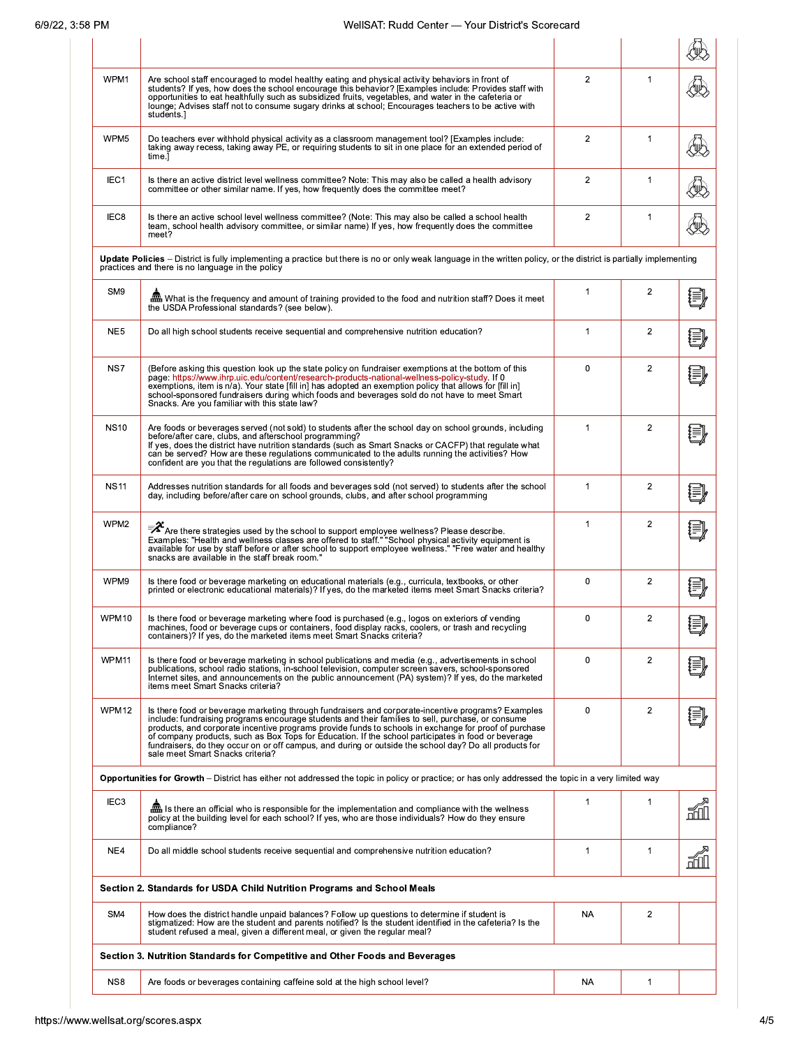| | | | | |
|---|---|---|---|---|
| | | | | |
| WPM1 | Are school staff encouraged to model healthy eating and physical activity behaviors in front of students? If yes, how does the school encourage this behavior? [Examples include: Provides staff with opportunities to eat healthfully such as subsidized fruits, vegetables, and water in the cafeteria or lounge; Advises staff not to consume sugary drinks at school; Encourages teachers to be active with students.] | 2 | 1 | |
| WPM5 | Do teachers ever withhold physical activity as a classroom management tool? [Examples include: taking away recess, taking away PE, or requiring students to sit in one place for an extended period of time.] | 2 | 1 | |
| IEC1 | Is there an active district level wellness committee? Note: This may also be called a health advisory committee or other similar name. If yes, how frequently does the committee meet? | 2 | 1 | |
| IEC8 | Is there an active school level wellness committee? (Note: This may also be called a school health team, school health advisory committee, or similar name) If yes, how frequently does the committee meet? | 2 | 1 | |
| **Update Policies** – District is fully implementing a practice but there is no or only weak language in the written policy, or the district is partially implementing practices and there is no language in the policy | | | | |
| SM9 | What is the frequency and amount of training provided to the food and nutrition staff? Does it meet the USDA Professional standards? (see below). | 1 | 2 | |
| NE5 | Do all high school students receive sequential and comprehensive nutrition education? | 1 | 2 | |
| NS7 | (Before asking this question look up the state policy on fundraiser exemptions at the bottom of this page: https://www.ihrp.uic.edu/content/research-products-national-wellness-policy-study. If 0 exemptions, item is n/a). Your state [fill in] has adopted an exemption policy that allows for [fill in] school-sponsored fundraisers during which foods and beverages sold do not have to meet Smart Snacks. Are you familiar with this state law? | 0 | 2 | |
| NS10 | Are foods or beverages served (not sold) to students after the school day on school grounds, including before/after care, clubs, and afterschool programming? If yes, does the district have nutrition standards (such as Smart Snacks or CACFP) that regulate what can be served? How are these regulations communicated to the adults running the activities? How confident are you that the regulations are followed consistently? | 1 | 2 | |
| NS11 | Addresses nutrition standards for all foods and beverages sold (not served) to students after the school day, including before/after care on school grounds, clubs, and after school programming | 1 | 2 | |
| WPM2 | Are there strategies used by the school to support employee wellness? Please describe. Examples: "Health and wellness classes are offered to staff." "School physical activity equipment is available for use by staff before or after school to support employee wellness." "Free water and healthy snacks are available in the staff break room." | 1 | 2 | |
| WPM9 | Is there food or beverage marketing on educational materials (e.g., curricula, textbooks, or other printed or electronic educational materials)? If yes, do the marketed items meet Smart Snacks criteria? | 0 | 2 | |
| WPM10 | Is there food or beverage marketing where food is purchased (e.g., logos on exteriors of vending machines, food or beverage cups or containers, food display racks, coolers, or trash and recycling containers)? If yes, do the marketed items meet Smart Snacks criteria? | 0 | 2 | |
| WPM11 | Is there food or beverage marketing in school publications and media (e.g., advertisements in school publications, school radio stations, in-school television, computer screen savers, school-sponsored Internet sites, and announcements on the public announcement (PA) system)? If yes, do the marketed items meet Smart Snacks criteria? | 0 | 2 | |
| WPM12 | Is there food or beverage marketing through fundraisers and corporate-incentive programs? Examples include: fundraising programs encourage students and their families to sell, purchase, or consume products, and corporate incentive programs provide funds to schools in exchange for proof of purchase of company products, such as Box Tops for Education. If the school participates in food or beverage fundraisers, do they occur on or off campus, and during or outside the school day? Do all products for sale meet Smart Snacks criteria? | 0 | 2 | |
| **Opportunities for Growth** – District has either not addressed the topic in policy or practice; or has only addressed the topic in a very limited way | | | | |
| IEC3 | Is there an official who is responsible for the implementation and compliance with the wellness policy at the building level for each school? If yes, who are those individuals? How do they ensure compliance? | 1 | 1 | |
| NE4 | Do all middle school students receive sequential and comprehensive nutrition education? | 1 | 1 | |
| **Section 2. Standards for USDA Child Nutrition Programs and School Meals** | | | | |
| SM4 | How does the district handle unpaid balances? Follow up questions to determine if student is stigmatized: How are the student and parents notified? Is the student identified in the cafeteria? Is the student refused a meal, given a different meal, or given the regular meal? | NA | 2 | |
| **Section 3. Nutrition Standards for Competitive and Other Foods and Beverages** | | | | |
| NS8 | Are foods or beverages containing caffeine sold at the high school level? | NA | 1 | |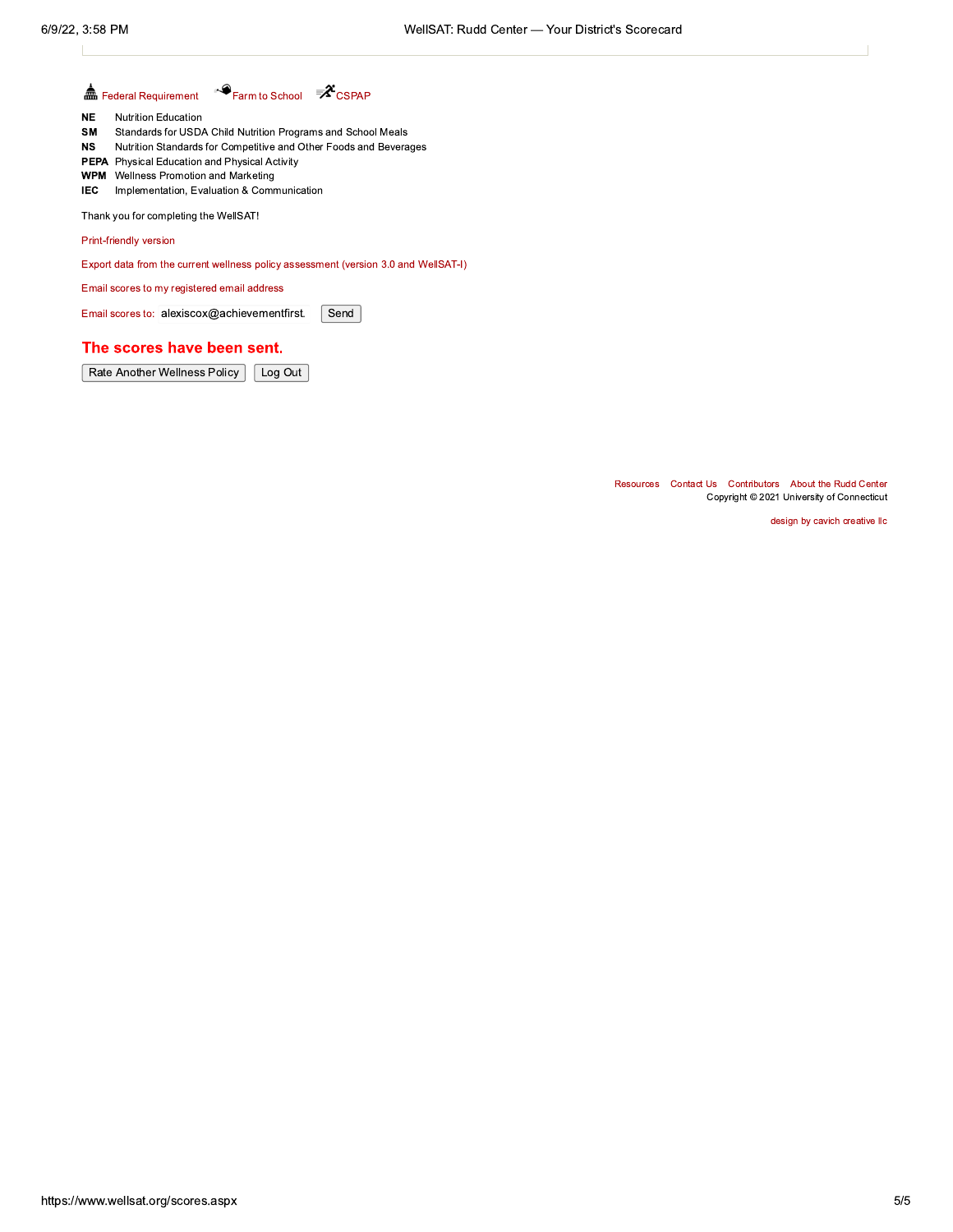Federal Requirement  Farm to School  CSPAP

| | |
|---|---|
| **NE** | Nutrition Education |
| **SM** | Standards for USDA Child Nutrition Programs and School Meals |
| **NS** | Nutrition Standards for Competitive and Other Foods and Beverages |
| **PEPA** | Physical Education and Physical Activity |
| **WPM** | Wellness Promotion and Marketing |
| **IEC** | Implementation, Evaluation & Communication |

Thank you for completing the WellSAT!

Print-friendly version

Export data from the current wellness policy assessment (version 3.0 and WellSAT-I)

Email scores to my registered email address

Email scores to: alexiscox@achievementfirst. Send

## The scores have been sent.

Rate Another Wellness Policy  Log Out

Resources  Contact Us  Contributors  About the Rudd Center

Copyright © 2021 University of Connecticut

design by cavich creative llc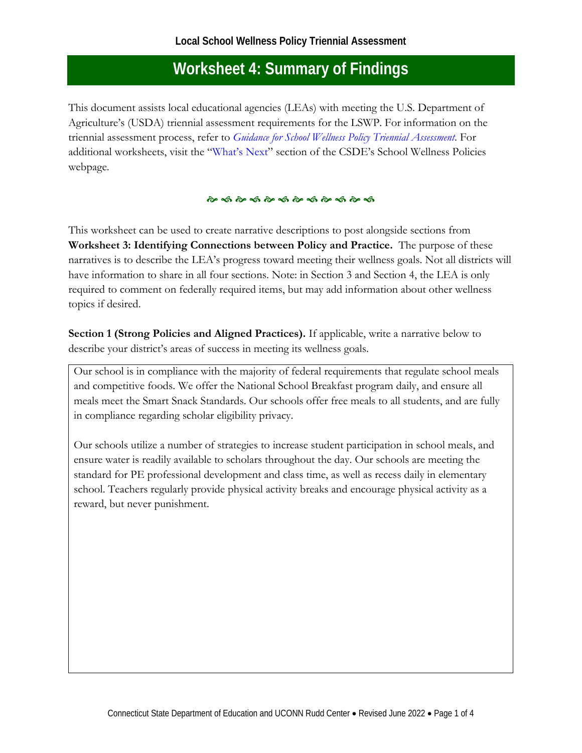## Local School Wellness Policy Triennial Assessment

# Worksheet 4: Summary of Findings

This document assists local educational agencies (LEAs) with meeting the U.S. Department of Agriculture's (USDA) triennial assessment requirements for the LSWP. For information on the triennial assessment process, refer to *Guidance for School Wellness Policy Triennial Assessment*. For additional worksheets, visit the "What's Next" section of the CSDE's School Wellness Policies webpage.

❧ ❧ ❧ ❧ ❧ ❧ ❧ ❧ ❧ ❧ ❧ ❧

This worksheet can be used to create narrative descriptions to post alongside sections from **Worksheet 3: Identifying Connections between Policy and Practice.** The purpose of these narratives is to describe the LEA's progress toward meeting their wellness goals. Not all districts will have information to share in all four sections. Note: in Section 3 and Section 4, the LEA is only required to comment on federally required items, but may add information about other wellness topics if desired.

**Section 1 (Strong Policies and Aligned Practices).** If applicable, write a narrative below to describe your district's areas of success in meeting its wellness goals.

Our school is in compliance with the majority of federal requirements that regulate school meals and competitive foods. We offer the National School Breakfast program daily, and ensure all meals meet the Smart Snack Standards. Our schools offer free meals to all students, and are fully in compliance regarding scholar eligibility privacy.

Our schools utilize a number of strategies to increase student participation in school meals, and ensure water is readily available to scholars throughout the day. Our schools are meeting the standard for PE professional development and class time, as well as recess daily in elementary school. Teachers regularly provide physical activity breaks and encourage physical activity as a reward, but never punishment.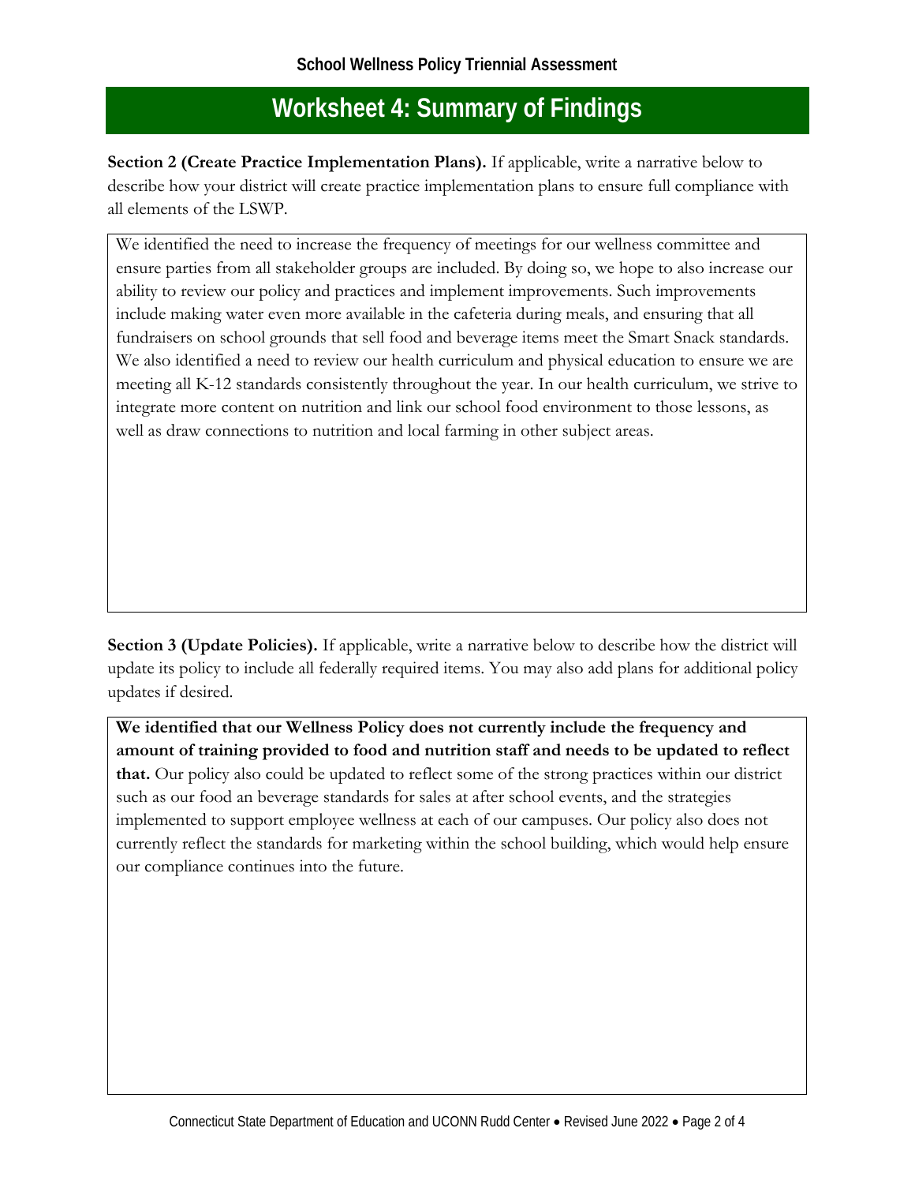# Worksheet 4: Summary of Findings

**Section 2 (Create Practice Implementation Plans).** If applicable, write a narrative below to describe how your district will create practice implementation plans to ensure full compliance with all elements of the LSWP.

We identified the need to increase the frequency of meetings for our wellness committee and ensure parties from all stakeholder groups are included. By doing so, we hope to also increase our ability to review our policy and practices and implement improvements. Such improvements include making water even more available in the cafeteria during meals, and ensuring that all fundraisers on school grounds that sell food and beverage items meet the Smart Snack standards. We also identified a need to review our health curriculum and physical education to ensure we are meeting all K-12 standards consistently throughout the year. In our health curriculum, we strive to integrate more content on nutrition and link our school food environment to those lessons, as well as draw connections to nutrition and local farming in other subject areas.

**Section 3 (Update Policies).** If applicable, write a narrative below to describe how the district will update its policy to include all federally required items. You may also add plans for additional policy updates if desired.

**We identified that our Wellness Policy does not currently include the frequency and amount of training provided to food and nutrition staff and needs to be updated to reflect that.** Our policy also could be updated to reflect some of the strong practices within our district such as our food an beverage standards for sales at after school events, and the strategies implemented to support employee wellness at each of our campuses. Our policy also does not currently reflect the standards for marketing within the school building, which would help ensure our compliance continues into the future.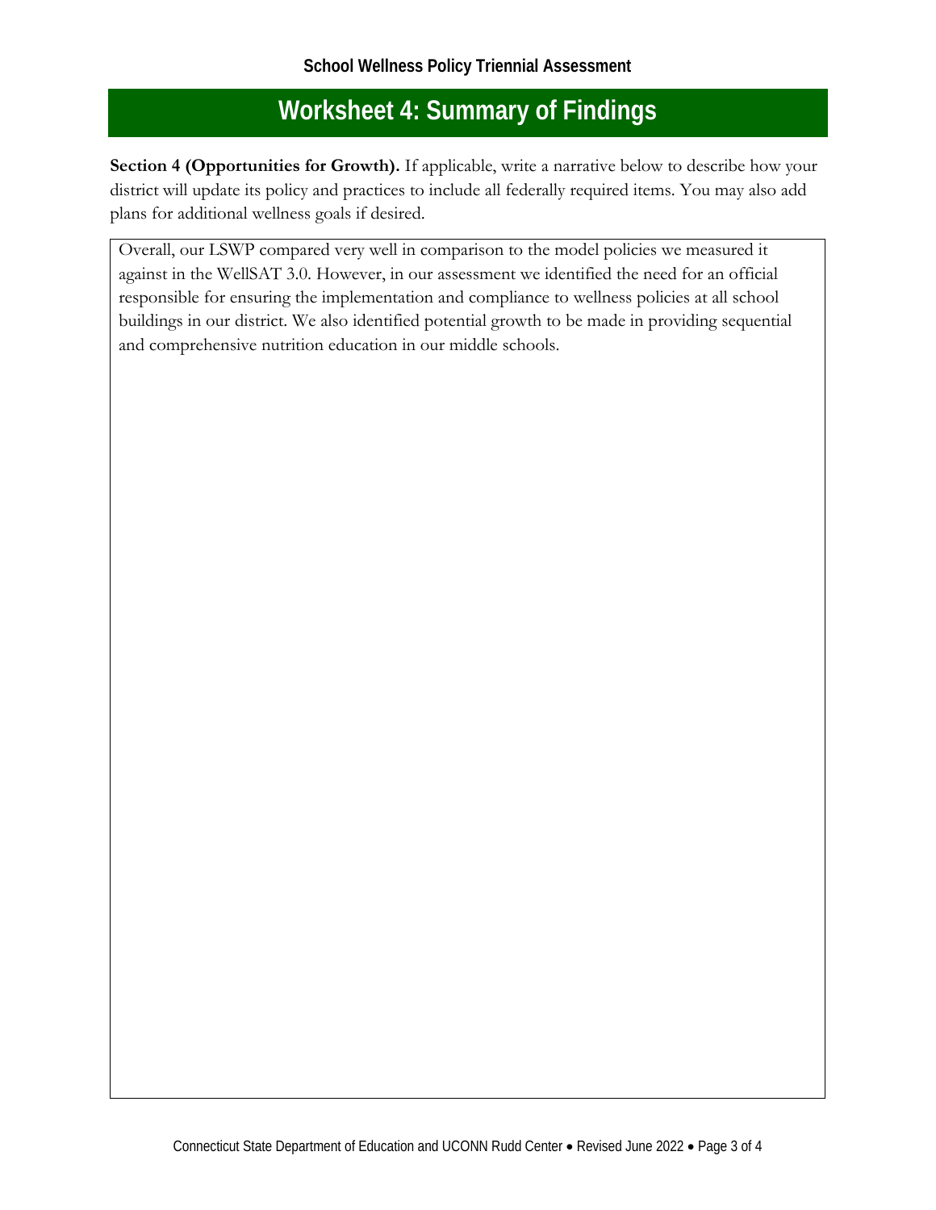# Worksheet 4: Summary of Findings

**Section 4 (Opportunities for Growth).** If applicable, write a narrative below to describe how your district will update its policy and practices to include all federally required items. You may also add plans for additional wellness goals if desired.

Overall, our LSWP compared very well in comparison to the model policies we measured it against in the WellSAT 3.0. However, in our assessment we identified the need for an official responsible for ensuring the implementation and compliance to wellness policies at all school buildings in our district. We also identified potential growth to be made in providing sequential and comprehensive nutrition education in our middle schools.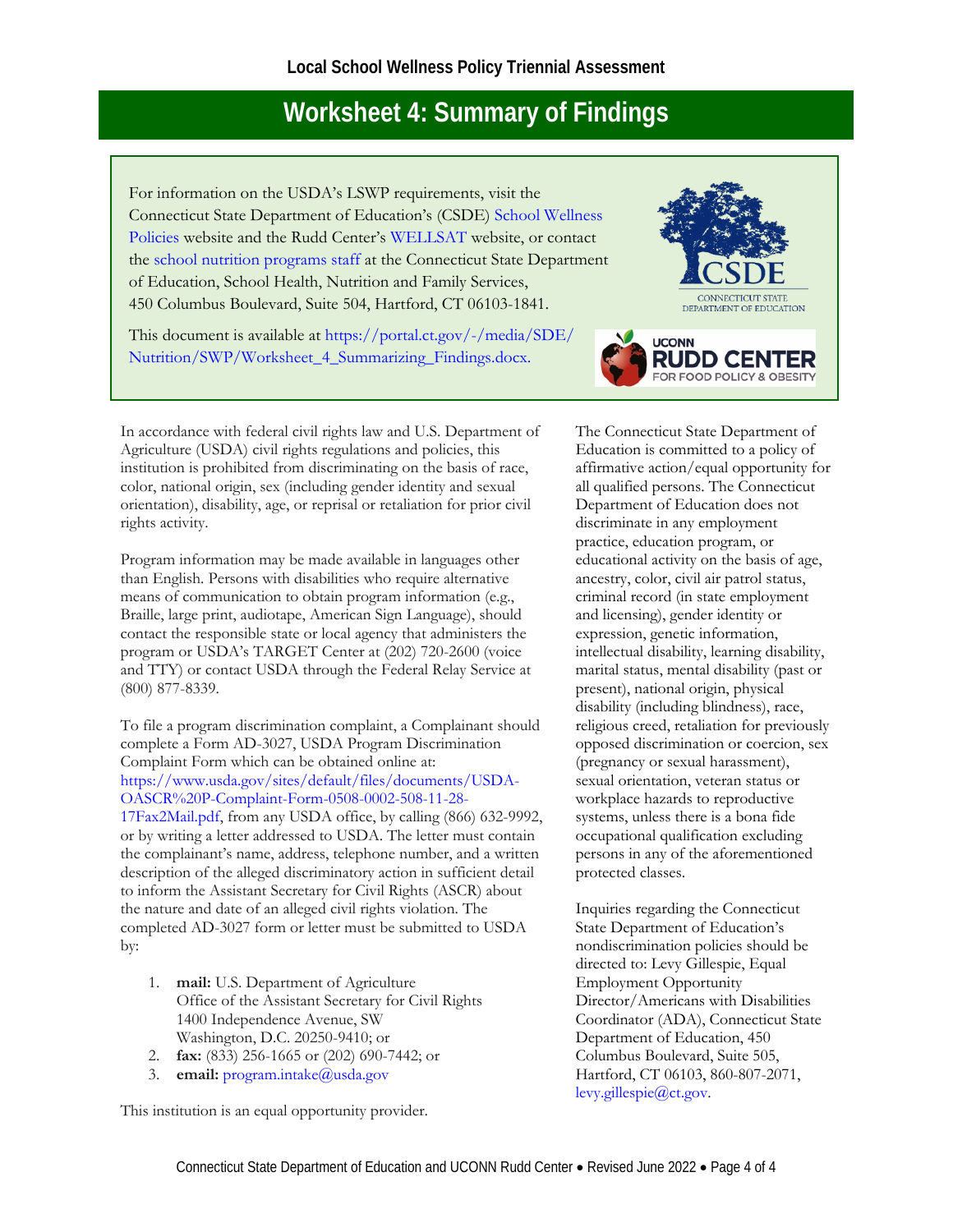## Local School Wellness Policy Triennial Assessment

# Worksheet 4: Summary of Findings

For information on the USDA's LSWP requirements, visit the Connecticut State Department of Education's (CSDE) School Wellness Policies website and the Rudd Center's WELLSAT website, or contact the school nutrition programs staff at the Connecticut State Department of Education, School Health, Nutrition and Family Services, 450 Columbus Boulevard, Suite 504, Hartford, CT 06103-1841.

This document is available at https://portal.ct.gov/-/media/SDE/Nutrition/SWP/Worksheet_4_Summarizing_Findings.docx.

In accordance with federal civil rights law and U.S. Department of Agriculture (USDA) civil rights regulations and policies, this institution is prohibited from discriminating on the basis of race, color, national origin, sex (including gender identity and sexual orientation), disability, age, or reprisal or retaliation for prior civil rights activity.

Program information may be made available in languages other than English. Persons with disabilities who require alternative means of communication to obtain program information (e.g., Braille, large print, audiotape, American Sign Language), should contact the responsible state or local agency that administers the program or USDA's TARGET Center at (202) 720-2600 (voice and TTY) or contact USDA through the Federal Relay Service at (800) 877-8339.

To file a program discrimination complaint, a Complainant should complete a Form AD-3027, USDA Program Discrimination Complaint Form which can be obtained online at: https://www.usda.gov/sites/default/files/documents/USDA-OASCR%20P-Complaint-Form-0508-0002-508-11-28-17Fax2Mail.pdf, from any USDA office, by calling (866) 632-9992, or by writing a letter addressed to USDA. The letter must contain the complainant's name, address, telephone number, and a written description of the alleged discriminatory action in sufficient detail to inform the Assistant Secretary for Civil Rights (ASCR) about the nature and date of an alleged civil rights violation. The completed AD-3027 form or letter must be submitted to USDA by:

1. **mail:** U.S. Department of Agriculture
   Office of the Assistant Secretary for Civil Rights
   1400 Independence Avenue, SW
   Washington, D.C. 20250-9410; or
2. **fax:** (833) 256-1665 or (202) 690-7442; or
3. **email:** program.intake@usda.gov

This institution is an equal opportunity provider.

The Connecticut State Department of Education is committed to a policy of affirmative action/equal opportunity for all qualified persons. The Connecticut Department of Education does not discriminate in any employment practice, education program, or educational activity on the basis of age, ancestry, color, civil air patrol status, criminal record (in state employment and licensing), gender identity or expression, genetic information, intellectual disability, learning disability, marital status, mental disability (past or present), national origin, physical disability (including blindness), race, religious creed, retaliation for previously opposed discrimination or coercion, sex (pregnancy or sexual harassment), sexual orientation, veteran status or workplace hazards to reproductive systems, unless there is a bona fide occupational qualification excluding persons in any of the aforementioned protected classes.

Inquiries regarding the Connecticut State Department of Education's nondiscrimination policies should be directed to: Levy Gillespie, Equal Employment Opportunity Director/Americans with Disabilities Coordinator (ADA), Connecticut State Department of Education, 450 Columbus Boulevard, Suite 505, Hartford, CT 06103, 860-807-2071, levy.gillespie@ct.gov.